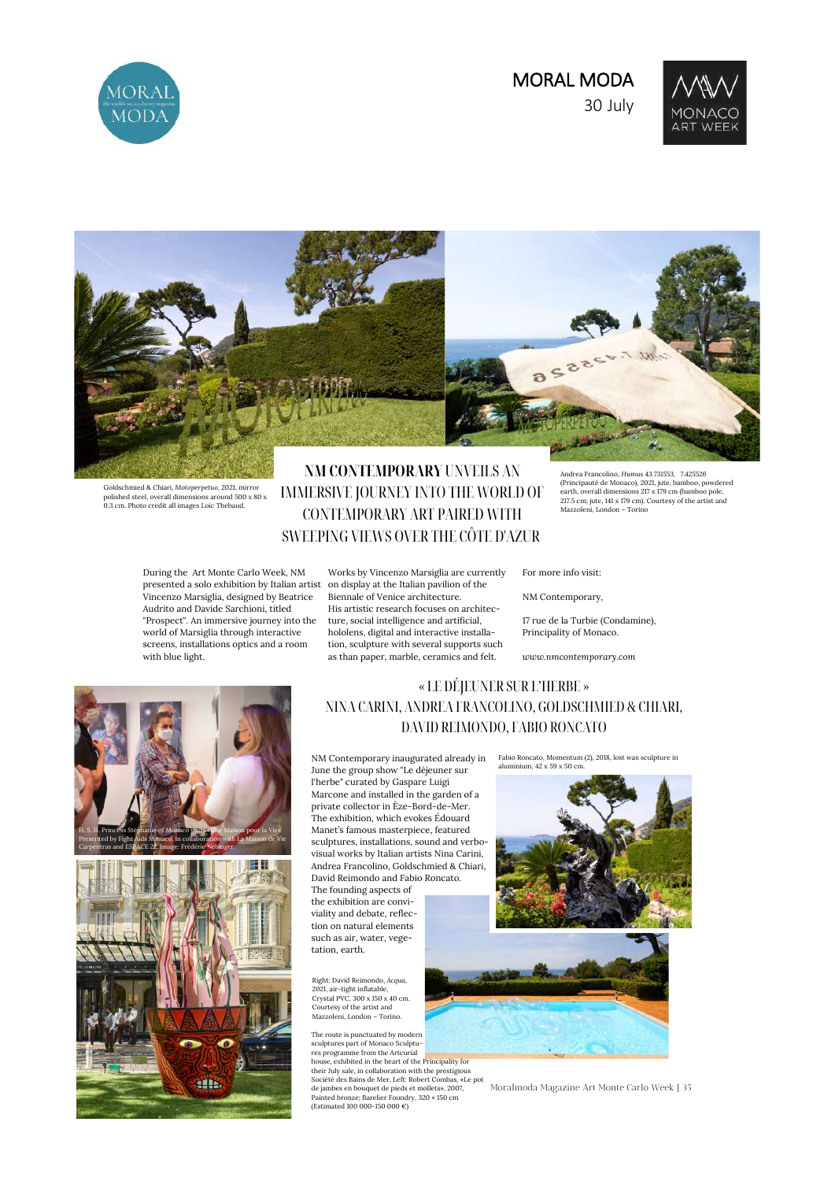# NM CONTEMPORARY UNVEILS AN IMMERSIVE JOURNEY INTO THE WORLD OF CONTEMPORARY ART PAIRED WITH SWEEPING VIEWS OVER THE CÔTE D'AZUR

Goldschmied & Chiari, *Motoperpetuo*, 2021, mirror polished steel, overall dimensions around 500 x 80 x 0.3 cm. Photo credit all images Loic Thebaud.

Andrea Francolino, *Humus* 43.731553, 7.425526 (Principauté de Monaco), 2021, jute, bamboo, powdered earth, overall dimensions 217 x 179 cm (bamboo pole, 217.5 cm; jute, 141 x 179 cm). Courtesy of the artist and Mazzoleni, London – Torino

During the Art Monte Carlo Week, NM presented a solo exhibition by Italian artist Vincenzo Marsiglia, designed by Beatrice Audrito and Davide Sarchioni, titled "Prospect". An immersive journey into the world of Marsiglia through interactive screens, installations optics and a room with blue light.

Works by Vincenzo Marsiglia are currently on display at the Italian pavilion of the Biennale of Venice architecture.
His artistic research focuses on architecture, social intelligence and artificial, hololens, digital and interactive installation, sculpture with several supports such as than paper, marble, ceramics and felt.

For more info visit:

NM Contemporary,

17 rue de la Turbie (Condamine), Principality of Monaco.

*www.nmcontemporary.com*

## « LE DÉJEUNER SUR L'HERBE » NINA CARINI, ANDREA FRANCOLINO, GOLDSCHMIED & CHIARI, DAVID REIMONDO, FABIO RONCATO

NM Contemporary inaugurated already in June the group show "Le déjeuner sur l'herbe" curated by Gaspare Luigi Marcone and installed in the garden of a private collector in Èze-Bord-de-Mer. The exhibition, which evokes Édouard Manet's famous masterpiece, featured sculptures, installations, sound and verbo-visual works by Italian artists Nina Carini, Andrea Francolino, Goldschmied & Chiari, David Reimondo and Fabio Roncato.
The founding aspects of the exhibition are conviviality and debate, reflection on natural elements such as air, water, vegetation, earth.

Fabio Roncato, Momentum (2), 2018, lost wax sculpture in aluminium, 42 x 59 x 50 cm.

Right: David Reimondo, *Acqua*, 2021, air-tight inflatable, Crystal PVC, 300 x 150 x 40 cm. Courtesy of the artist and Mazzoleni, London – Torino.

H. S. H. Princess Stephanie of Monaco visits «Une Maison pour la Vie» Presented by Fight Aids Monaco, in collaboration with La Maison de Vie Carpentras and ESPACE 22. Image: Frédéric Nebinger.

The route is punctuated by modern sculptures part of Monaco Sculptures programme from the Artcurial house, exhibited in the heart of the Principality for their July sale, in collaboration with the prestigious Société des Bains de Mer. Left: Robert Combas, «Le pot de jambes en bouquet de pieds et mollets», 2007, Painted bronze; Barelier Foundry, 320 × 150 cm (Estimated 100 000-150 000 €)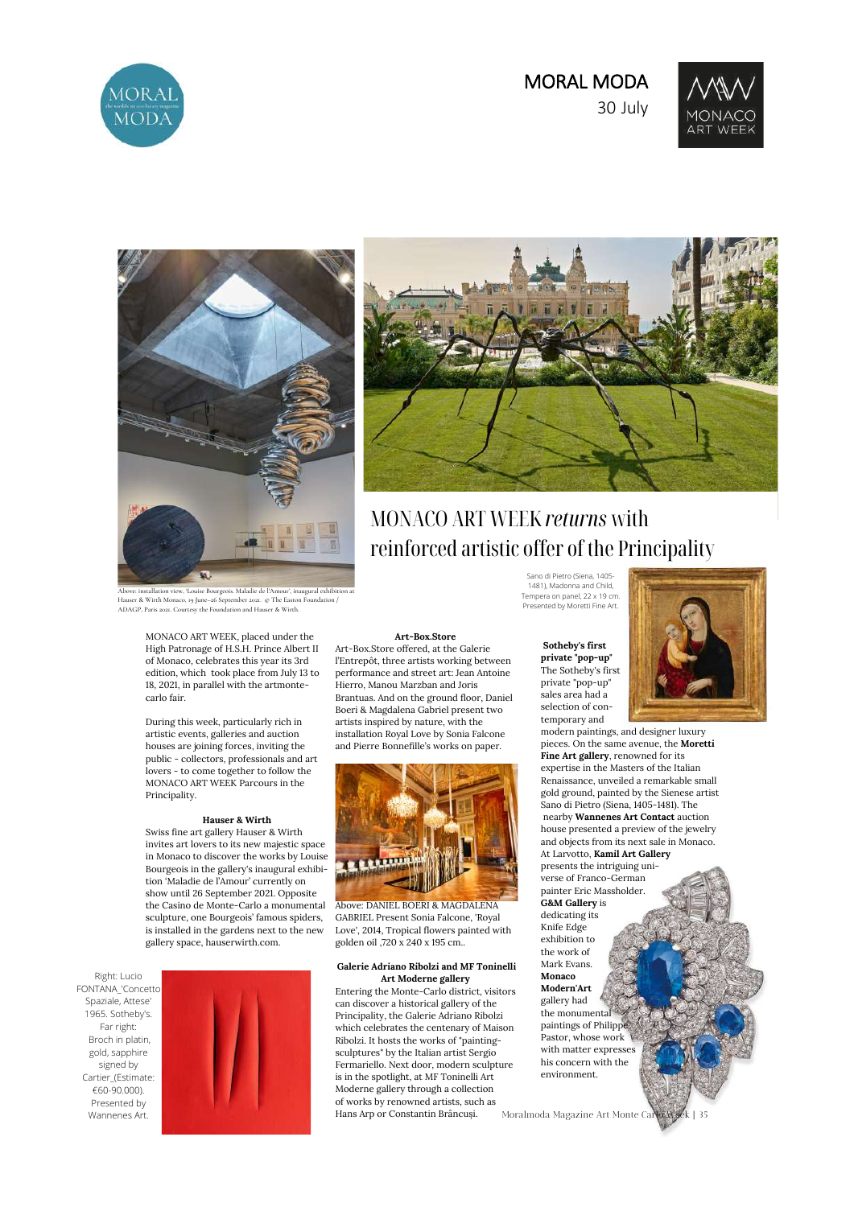# MONACO ART WEEK *returns* with reinforced artistic offer of the Principality

Above: installation view, 'Louise Bourgeois. Maladie de l'Amour', inaugural exhibition at Hauser & Wirth Monaco, 19 June–26 September 2021. © The Easton Foundation / ADAGP, Paris 2021. Courtesy the Foundation and Hauser & Wirth.

Sano di Pietro (Siena, 1405-1481), Madonna and Child, Tempera on panel, 22 x 19 cm. Presented by Moretti Fine Art.

MONACO ART WEEK, placed under the High Patronage of H.S.H. Prince Albert II of Monaco, celebrates this year its 3rd edition, which took place from July 13 to 18, 2021, in parallel with the artmonte-carlo fair.

During this week, particularly rich in artistic events, galleries and auction houses are joining forces, inviting the public - collectors, professionals and art lovers - to come together to follow the MONACO ART WEEK Parcours in the Principality.

**Hauser & Wirth**

Swiss fine art gallery Hauser & Wirth invites art lovers to its new majestic space in Monaco to discover the works by Louise Bourgeois in the gallery's inaugural exhibition 'Maladie de l'Amour' currently on show until 26 September 2021. Opposite the Casino de Monte-Carlo a monumental sculpture, one Bourgeois' famous spiders, is installed in the gardens next to the new gallery space, hauserwirth.com.

Right: Lucio FONTANA_'Concetto Spaziale, Attese' 1965. Sotheby's. Far right: Broch in platin, gold, sapphire signed by Cartier_(Estimate: €60-90.000). Presented by Wannenes Art.

**Art-Box.Store**

Art-Box.Store offered, at the Galerie l'Entrepôt, three artists working between performance and street art: Jean Antoine Hierro, Manou Marzban and Joris Brantuas. And on the ground floor, Daniel Boeri & Magdalena Gabriel present two artists inspired by nature, with the installation Royal Love by Sonia Falcone and Pierre Bonnefille's works on paper.

Above: DANIEL BOERI & MAGDALENA GABRIEL Present Sonia Falcone, 'Royal Love', 2014, Tropical flowers painted with golden oil ,720 x 240 x 195 cm..

**Galerie Adriano Ribolzi and MF Toninelli Art Moderne gallery**

Entering the Monte-Carlo district, visitors can discover a historical gallery of the Principality, the Galerie Adriano Ribolzi which celebrates the centenary of Maison Ribolzi. It hosts the works of "painting-sculptures" by the Italian artist Sergio Fermariello. Next door, modern sculpture is in the spotlight, at MF Toninelli Art Moderne gallery through a collection of works by renowned artists, such as Hans Arp or Constantin Brâncuși.

**Sotheby's first private "pop-up"**

The Sotheby's first private "pop-up" sales area had a selection of contemporary and modern paintings, and designer luxury pieces. On the same avenue, the **Moretti Fine Art gallery**, renowned for its expertise in the Masters of the Italian Renaissance, unveiled a remarkable small gold ground, painted by the Sienese artist Sano di Pietro (Siena, 1405-1481). The nearby **Wannenes Art Contact** auction house presented a preview of the jewelry and objects from its next sale in Monaco. At Larvotto, **Kamil Art Gallery** presents the intriguing universe of Franco-German painter Eric Massholder. **G&M Gallery** is dedicating its Knife Edge exhibition to the work of Mark Evans. **Monaco Modern'Art** gallery had the monumental paintings of Philippe Pastor, whose work with matter expresses his concern with the environment.